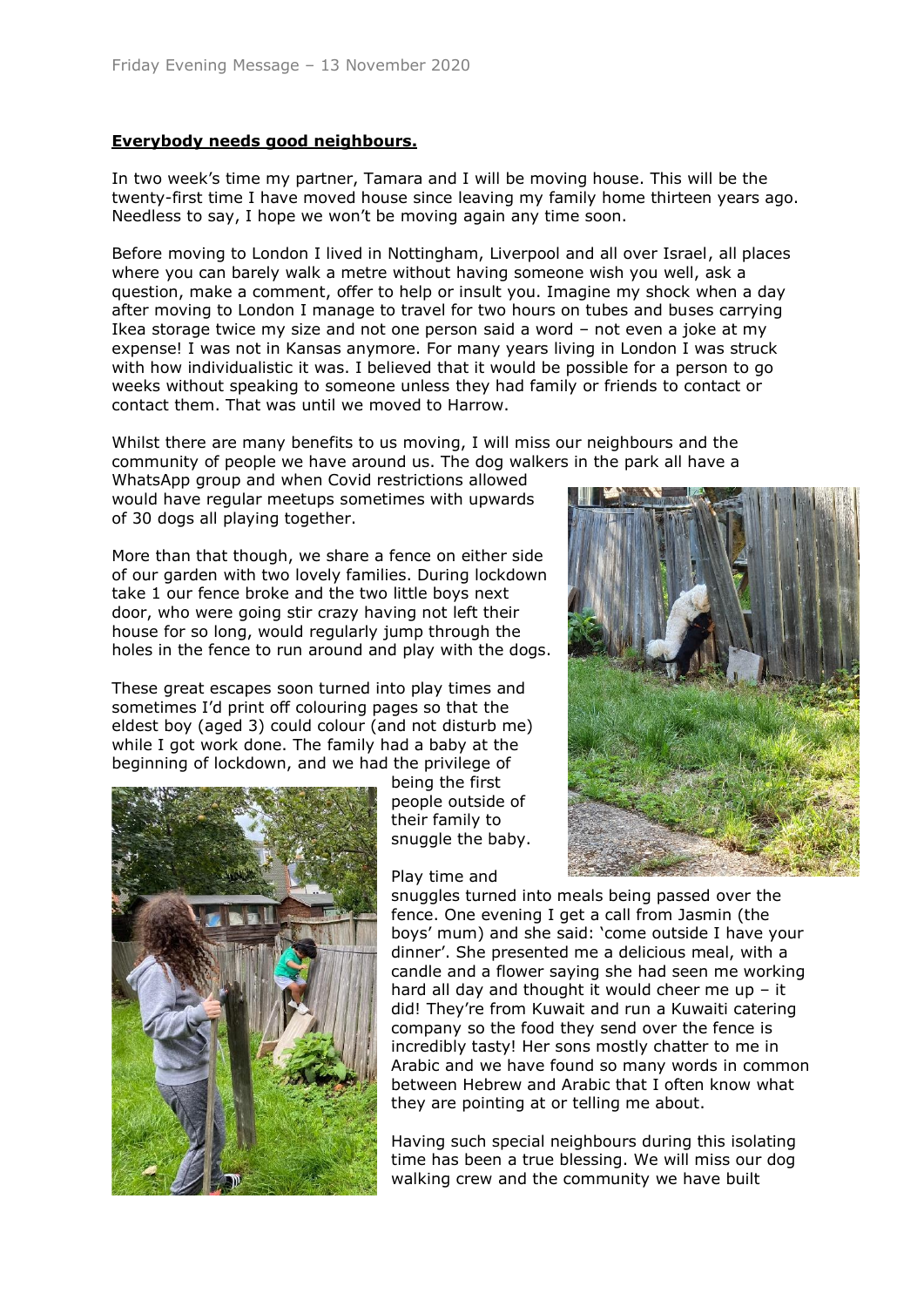Friday Evening Message – 13 November 2020

**Everybody needs good neighbours.**

In two week's time my partner, Tamara and I will be moving house. This will be the twenty-first time I have moved house since leaving my family home thirteen years ago. Needless to say, I hope we won't be moving again any time soon.

Before moving to London I lived in Nottingham, Liverpool and all over Israel, all places where you can barely walk a metre without having someone wish you well, ask a question, make a comment, offer to help or insult you. Imagine my shock when a day after moving to London I manage to travel for two hours on tubes and buses carrying Ikea storage twice my size and not one person said a word – not even a joke at my expense! I was not in Kansas anymore. For many years living in London I was struck with how individualistic it was. I believed that it would be possible for a person to go weeks without speaking to someone unless they had family or friends to contact or contact them. That was until we moved to Harrow.

Whilst there are many benefits to us moving, I will miss our neighbours and the community of people we have around us. The dog walkers in the park all have a WhatsApp group and when Covid restrictions allowed would have regular meetups sometimes with upwards of 30 dogs all playing together.

More than that though, we share a fence on either side of our garden with two lovely families. During lockdown take 1 our fence broke and the two little boys next door, who were going stir crazy having not left their house for so long, would regularly jump through the holes in the fence to run around and play with the dogs.

These great escapes soon turned into play times and sometimes I'd print off colouring pages so that the eldest boy (aged 3) could colour (and not disturb me) while I got work done. The family had a baby at the beginning of lockdown, and we had the privilege of being the first people outside of their family to snuggle the baby.

Play time and snuggles turned into meals being passed over the fence. One evening I get a call from Jasmin (the boys' mum) and she said: 'come outside I have your dinner'. She presented me a delicious meal, with a candle and a flower saying she had seen me working hard all day and thought it would cheer me up – it did! They're from Kuwait and run a Kuwaiti catering company so the food they send over the fence is incredibly tasty! Her sons mostly chatter to me in Arabic and we have found so many words in common between Hebrew and Arabic that I often know what they are pointing at or telling me about.

Having such special neighbours during this isolating time has been a true blessing. We will miss our dog walking crew and the community we have built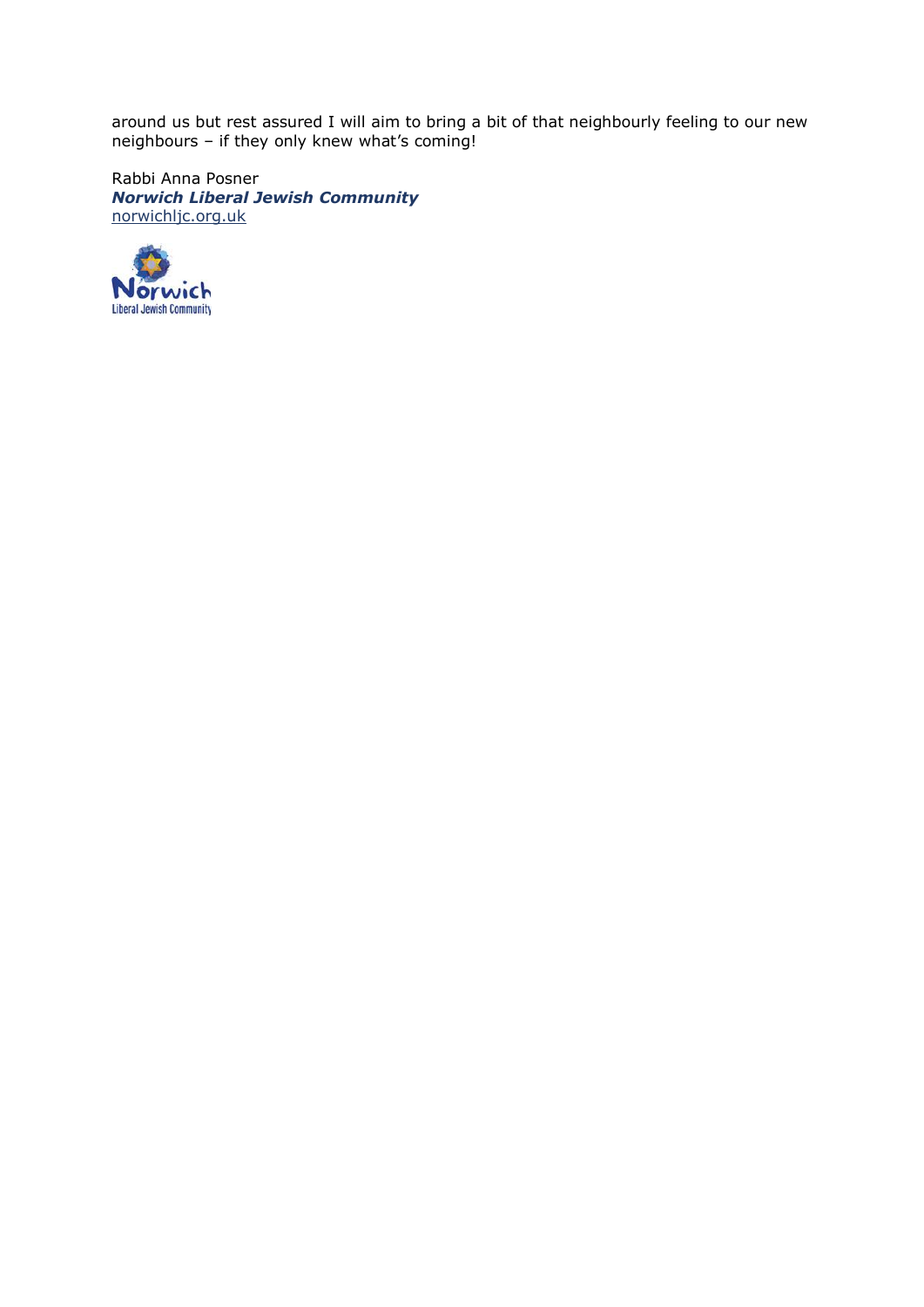around us but rest assured I will aim to bring a bit of that neighbourly feeling to our new neighbours – if they only knew what's coming!

Rabbi Anna Posner
***Norwich Liberal Jewish Community***
norwichljc.org.uk